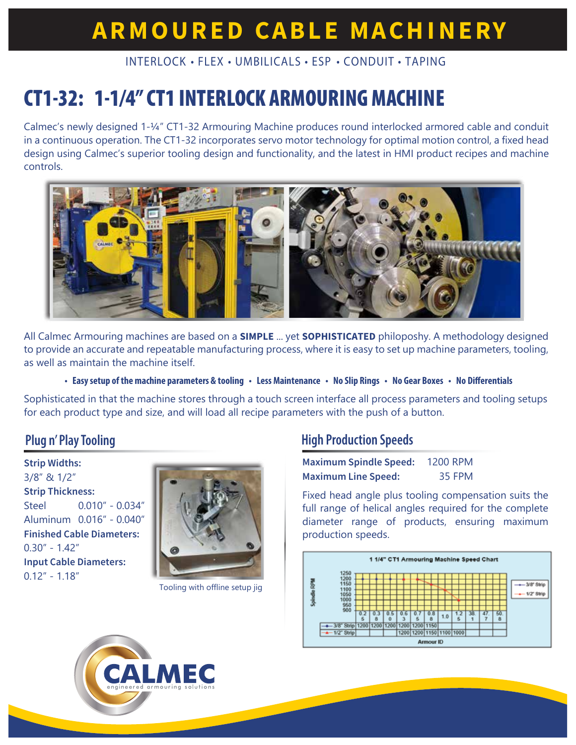# ARMOURED CABLE MACHINERY

INTERLOCK • FLEX • UMBILICALS • ESP • CONDUIT • TAPING

# CT1-32: 1-1/4" CT1 INTERLOCK ARMOURING MACHINE

Calmec's newly designed 1-¼" CT1-32 Armouring Machine produces round interlocked armored cable and conduit in a continuous operation. The CT1-32 incorporates servo motor technology for optimal motion control, a fixed head design using Calmec's superior tooling design and functionality, and the latest in HMI product recipes and machine controls.

All Calmec Armouring machines are based on a **SIMPLE** ... yet **SOPHISTICATED** philoposhy. A methodology designed to provide an accurate and repeatable manufacturing process, where it is easy to set up machine parameters, tooling, as well as maintain the machine itself.

- **Easy setup of the machine parameters & tooling** • **Less Maintenance** • **No Slip Rings** • **No Gear Boxes** • **No Differentials**

Sophisticated in that the machine stores through a touch screen interface all process parameters and tooling setups for each product type and size, and will load all recipe parameters with the push of a button.

## Plug n' Play Tooling

**Strip Widths:**
3/8" & 1/2"

**Strip Thickness:**
Steel 0.010" - 0.034"
Aluminum 0.016" - 0.040"

**Finished Cable Diameters:**
0.30" - 1.42"

**Input Cable Diameters:**
0.12" - 1.18"

Tooling with offline setup jig

## High Production Speeds

**Maximum Spindle Speed:** 1200 RPM
**Maximum Line Speed:** 35 FPM

Fixed head angle plus tooling compensation suits the full range of helical angles required for the complete diameter range of products, ensuring maximum production speeds.

**1 1/4" CT1 Armouring Machine Speed Chart**

| Armour ID | 0.25 | 0.38 | 0.50 | 0.63 | 0.75 | 0.88 | 1.0 | 1.25 | 38.1 | 47.7 | 50.8 |
|---|---|---|---|---|---|---|---|---|---|---|---|
| 3/8" Strip | 1200 | 1200 | 1200 | 1200 | 1200 | 1150 | | | | | |
| 1/2" Strip | | | | 1200 | 1200 | 1150 | 1100 | 1000 | | | |

CALMEC
engineered armouring solutions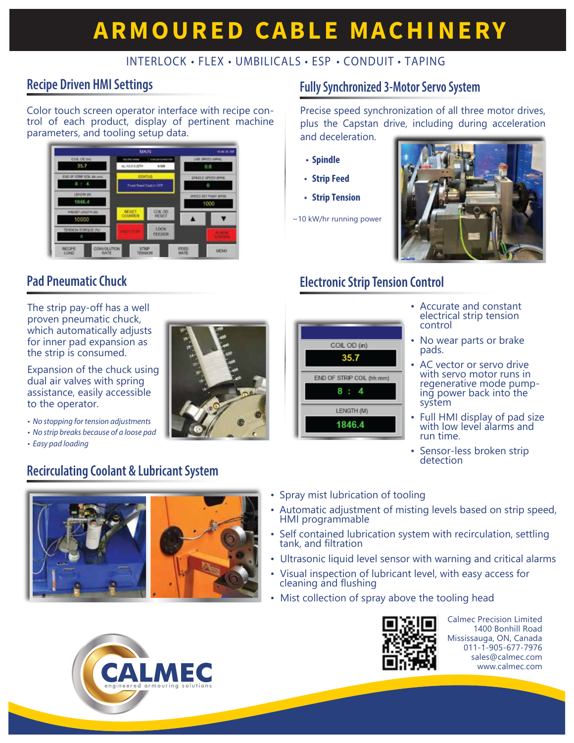# ARMOURED CABLE MACHINERY

INTERLOCK • FLEX • UMBILICALS • ESP • CONDUIT • TAPING

## Recipe Driven HMI Settings

Color touch screen operator interface with recipe control of each product, display of pertinent machine parameters, and tooling setup data.

## Fully Synchronized 3-Motor Servo System

Precise speed synchronization of all three motor drives, plus the Capstan drive, including during acceleration and deceleration.

- **Spindle**
- **Strip Feed**
- **Strip Tension**

~10 kW/hr running power

## Pad Pneumatic Chuck

The strip pay-off has a well proven pneumatic chuck, which automatically adjusts for inner pad expansion as the strip is consumed.

Expansion of the chuck using dual air valves with spring assistance, easily accessible to the operator.

- *No stopping for tension adjustments*
- *No strip breaks because of a loose pad*
- *Easy pad loading*

## Electronic Strip Tension Control

- Accurate and constant electrical strip tension control
- No wear parts or brake pads.
- AC vector or servo drive with servo motor runs in regenerative mode pumping power back into the system
- Full HMI display of pad size with low level alarms and run time.
- Sensor-less broken strip detection

## Recirculating Coolant & Lubricant System

- Spray mist lubrication of tooling
- Automatic adjustment of misting levels based on strip speed, HMI programmable
- Self contained lubrication system with recirculation, settling tank, and filtration
- Ultrasonic liquid level sensor with warning and critical alarms
- Visual inspection of lubricant level, with easy access for cleaning and flushing
- Mist collection of spray above the tooling head

CALMEC
engineered armouring solutions

Calmec Precision Limited
1400 Bonhill Road
Mississauga, ON, Canada
011-1-905-677-7976
sales@calmec.com
www.calmec.com